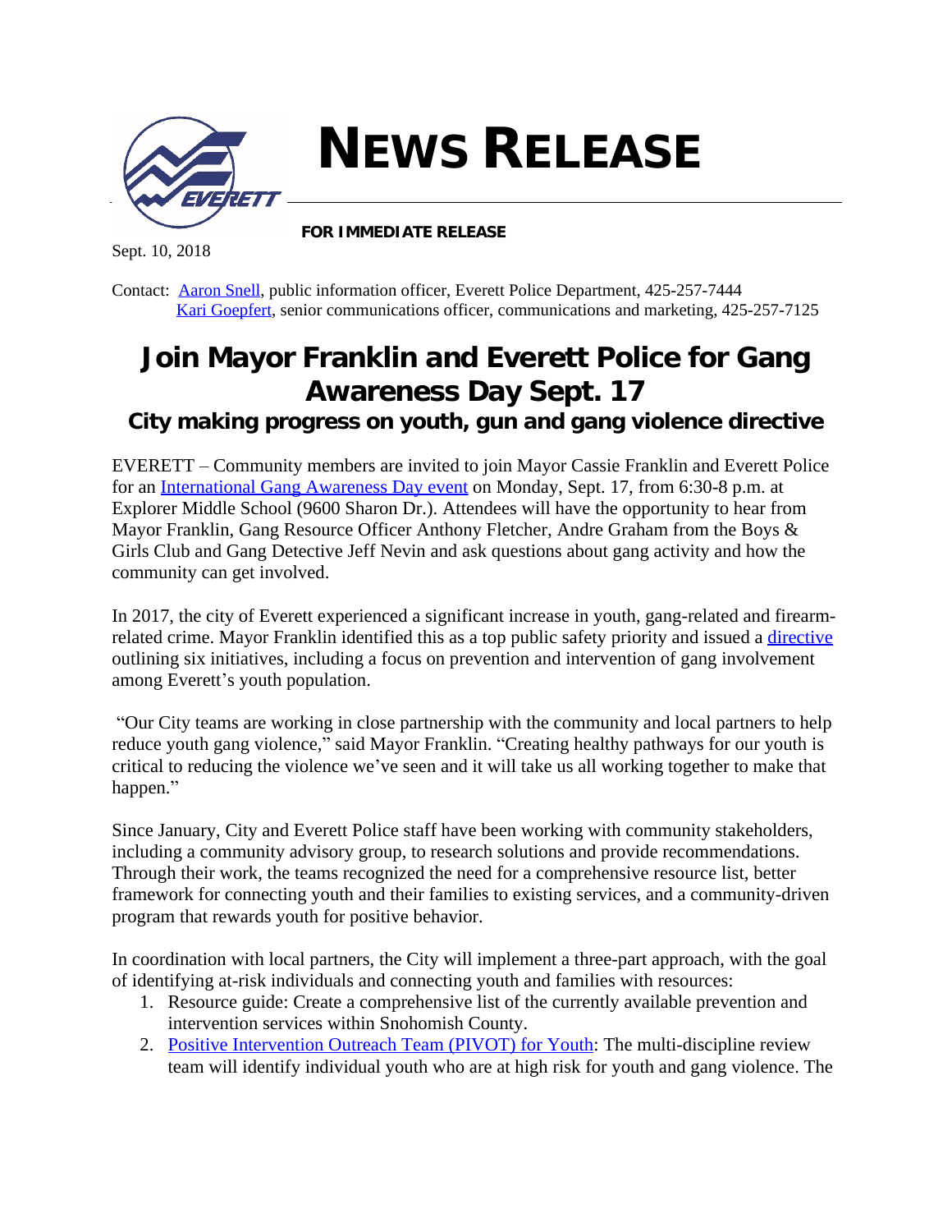# NEWS RELEASE

**FOR IMMEDIATE RELEASE**

Sept. 10, 2018

Contact: Aaron Snell, public information officer, Everett Police Department, 425-257-7444
Kari Goepfert, senior communications officer, communications and marketing, 425-257-7125

# Join Mayor Franklin and Everett Police for Gang Awareness Day Sept. 17

## City making progress on youth, gun and gang violence directive

EVERETT – Community members are invited to join Mayor Cassie Franklin and Everett Police for an International Gang Awareness Day event on Monday, Sept. 17, from 6:30-8 p.m. at Explorer Middle School (9600 Sharon Dr.). Attendees will have the opportunity to hear from Mayor Franklin, Gang Resource Officer Anthony Fletcher, Andre Graham from the Boys & Girls Club and Gang Detective Jeff Nevin and ask questions about gang activity and how the community can get involved.

In 2017, the city of Everett experienced a significant increase in youth, gang-related and firearm-related crime. Mayor Franklin identified this as a top public safety priority and issued a directive outlining six initiatives, including a focus on prevention and intervention of gang involvement among Everett's youth population.

"Our City teams are working in close partnership with the community and local partners to help reduce youth gang violence," said Mayor Franklin. "Creating healthy pathways for our youth is critical to reducing the violence we've seen and it will take us all working together to make that happen."

Since January, City and Everett Police staff have been working with community stakeholders, including a community advisory group, to research solutions and provide recommendations. Through their work, the teams recognized the need for a comprehensive resource list, better framework for connecting youth and their families to existing services, and a community-driven program that rewards youth for positive behavior.

In coordination with local partners, the City will implement a three-part approach, with the goal of identifying at-risk individuals and connecting youth and families with resources:

1. Resource guide: Create a comprehensive list of the currently available prevention and intervention services within Snohomish County.
2. Positive Intervention Outreach Team (PIVOT) for Youth: The multi-discipline review team will identify individual youth who are at high risk for youth and gang violence. The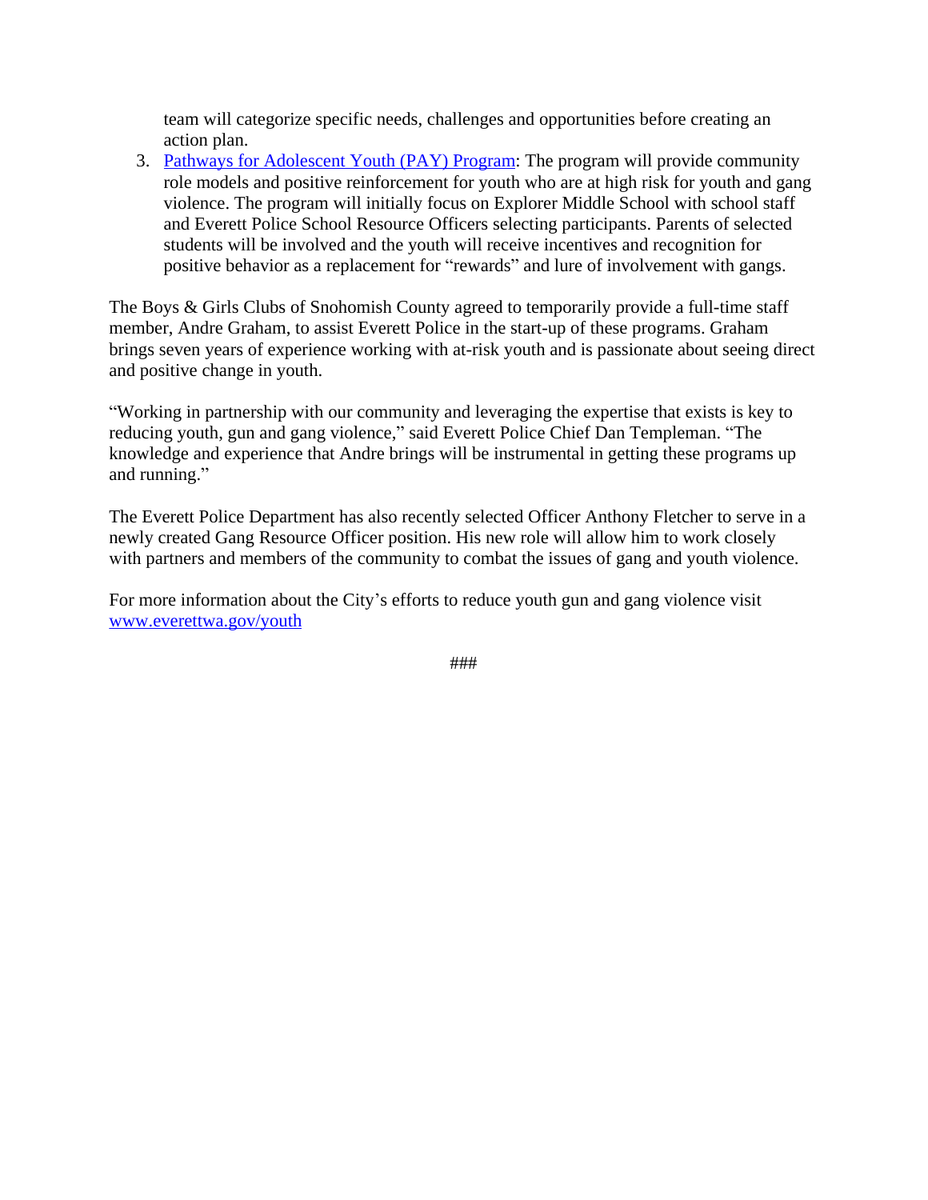team will categorize specific needs, challenges and opportunities before creating an action plan.

3. [Pathways for Adolescent Youth (PAY) Program](): The program will provide community role models and positive reinforcement for youth who are at high risk for youth and gang violence. The program will initially focus on Explorer Middle School with school staff and Everett Police School Resource Officers selecting participants. Parents of selected students will be involved and the youth will receive incentives and recognition for positive behavior as a replacement for "rewards" and lure of involvement with gangs.

The Boys & Girls Clubs of Snohomish County agreed to temporarily provide a full-time staff member, Andre Graham, to assist Everett Police in the start-up of these programs. Graham brings seven years of experience working with at-risk youth and is passionate about seeing direct and positive change in youth.

"Working in partnership with our community and leveraging the expertise that exists is key to reducing youth, gun and gang violence," said Everett Police Chief Dan Templeman. "The knowledge and experience that Andre brings will be instrumental in getting these programs up and running."

The Everett Police Department has also recently selected Officer Anthony Fletcher to serve in a newly created Gang Resource Officer position. His new role will allow him to work closely with partners and members of the community to combat the issues of gang and youth violence.

For more information about the City's efforts to reduce youth gun and gang violence visit [www.everettwa.gov/youth](www.everettwa.gov/youth)

###